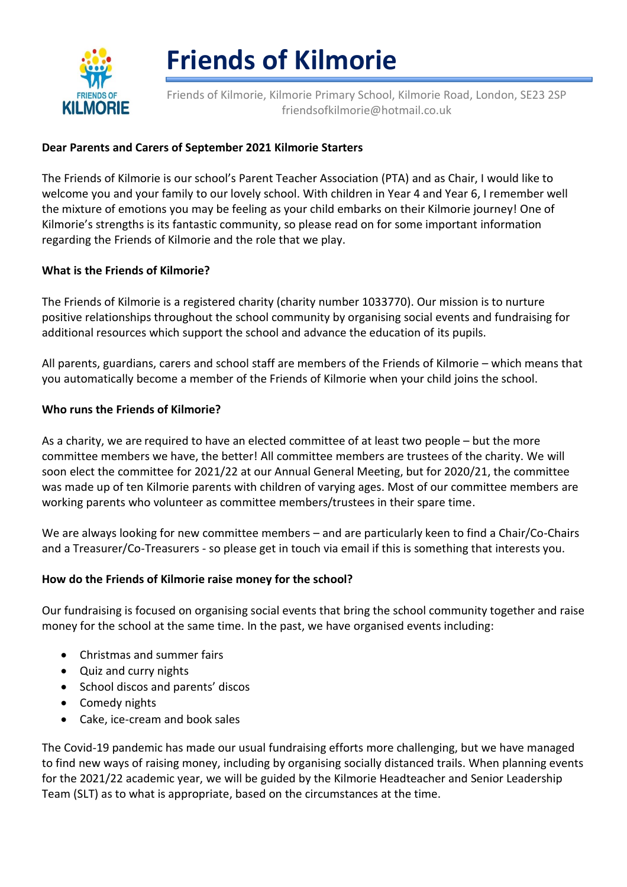# Friends of Kilmorie

Friends of Kilmorie, Kilmorie Primary School, Kilmorie Road, London, SE23 2SP
friendsofkilmorie@hotmail.co.uk

**Dear Parents and Carers of September 2021 Kilmorie Starters**

The Friends of Kilmorie is our school's Parent Teacher Association (PTA) and as Chair, I would like to welcome you and your family to our lovely school. With children in Year 4 and Year 6, I remember well the mixture of emotions you may be feeling as your child embarks on their Kilmorie journey! One of Kilmorie's strengths is its fantastic community, so please read on for some important information regarding the Friends of Kilmorie and the role that we play.

**What is the Friends of Kilmorie?**

The Friends of Kilmorie is a registered charity (charity number 1033770). Our mission is to nurture positive relationships throughout the school community by organising social events and fundraising for additional resources which support the school and advance the education of its pupils.

All parents, guardians, carers and school staff are members of the Friends of Kilmorie – which means that you automatically become a member of the Friends of Kilmorie when your child joins the school.

**Who runs the Friends of Kilmorie?**

As a charity, we are required to have an elected committee of at least two people – but the more committee members we have, the better! All committee members are trustees of the charity. We will soon elect the committee for 2021/22 at our Annual General Meeting, but for 2020/21, the committee was made up of ten Kilmorie parents with children of varying ages. Most of our committee members are working parents who volunteer as committee members/trustees in their spare time.

We are always looking for new committee members – and are particularly keen to find a Chair/Co-Chairs and a Treasurer/Co-Treasurers - so please get in touch via email if this is something that interests you.

**How do the Friends of Kilmorie raise money for the school?**

Our fundraising is focused on organising social events that bring the school community together and raise money for the school at the same time. In the past, we have organised events including:

- Christmas and summer fairs
- Quiz and curry nights
- School discos and parents' discos
- Comedy nights
- Cake, ice-cream and book sales

The Covid-19 pandemic has made our usual fundraising efforts more challenging, but we have managed to find new ways of raising money, including by organising socially distanced trails. When planning events for the 2021/22 academic year, we will be guided by the Kilmorie Headteacher and Senior Leadership Team (SLT) as to what is appropriate, based on the circumstances at the time.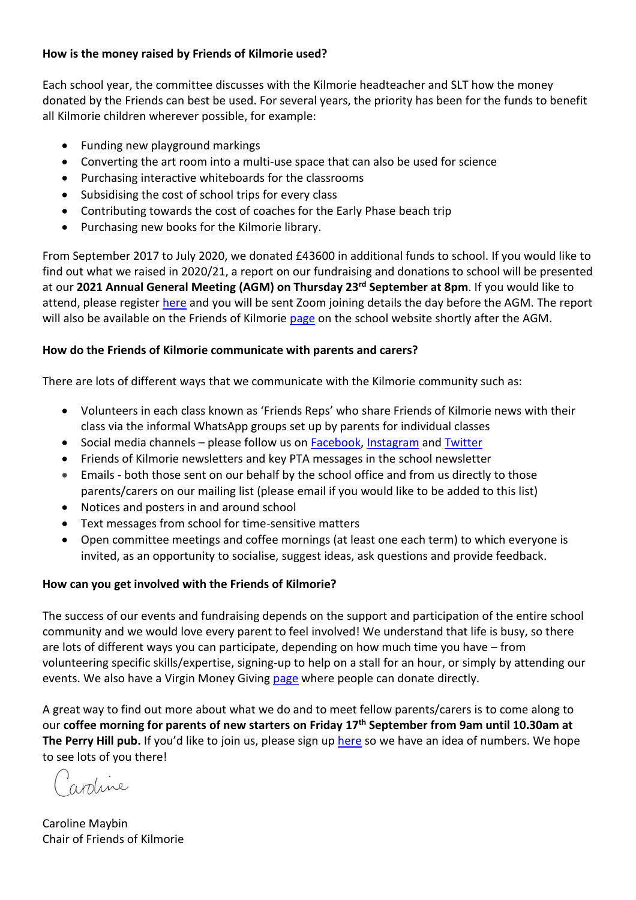**How is the money raised by Friends of Kilmorie used?**

Each school year, the committee discusses with the Kilmorie headteacher and SLT how the money donated by the Friends can best be used. For several years, the priority has been for the funds to benefit all Kilmorie children wherever possible, for example:

- Funding new playground markings
- Converting the art room into a multi-use space that can also be used for science
- Purchasing interactive whiteboards for the classrooms
- Subsidising the cost of school trips for every class
- Contributing towards the cost of coaches for the Early Phase beach trip
- Purchasing new books for the Kilmorie library.

From September 2017 to July 2020, we donated £43600 in additional funds to school. If you would like to find out what we raised in 2020/21, a report on our fundraising and donations to school will be presented at our **2021 Annual General Meeting (AGM) on Thursday 23rd September at 8pm**. If you would like to attend, please register here and you will be sent Zoom joining details the day before the AGM. The report will also be available on the Friends of Kilmorie page on the school website shortly after the AGM.

**How do the Friends of Kilmorie communicate with parents and carers?**

There are lots of different ways that we communicate with the Kilmorie community such as:

- Volunteers in each class known as 'Friends Reps' who share Friends of Kilmorie news with their class via the informal WhatsApp groups set up by parents for individual classes
- Social media channels – please follow us on Facebook, Instagram and Twitter
- Friends of Kilmorie newsletters and key PTA messages in the school newsletter
- Emails - both those sent on our behalf by the school office and from us directly to those parents/carers on our mailing list (please email if you would like to be added to this list)
- Notices and posters in and around school
- Text messages from school for time-sensitive matters
- Open committee meetings and coffee mornings (at least one each term) to which everyone is invited, as an opportunity to socialise, suggest ideas, ask questions and provide feedback.

**How can you get involved with the Friends of Kilmorie?**

The success of our events and fundraising depends on the support and participation of the entire school community and we would love every parent to feel involved! We understand that life is busy, so there are lots of different ways you can participate, depending on how much time you have – from volunteering specific skills/expertise, signing-up to help on a stall for an hour, or simply by attending our events. We also have a Virgin Money Giving page where people can donate directly.

A great way to find out more about what we do and to meet fellow parents/carers is to come along to our **coffee morning for parents of new starters on Friday 17th September from 9am until 10.30am at The Perry Hill pub.** If you'd like to join us, please sign up here so we have an idea of numbers. We hope to see lots of you there!

Caroline

Caroline Maybin
Chair of Friends of Kilmorie